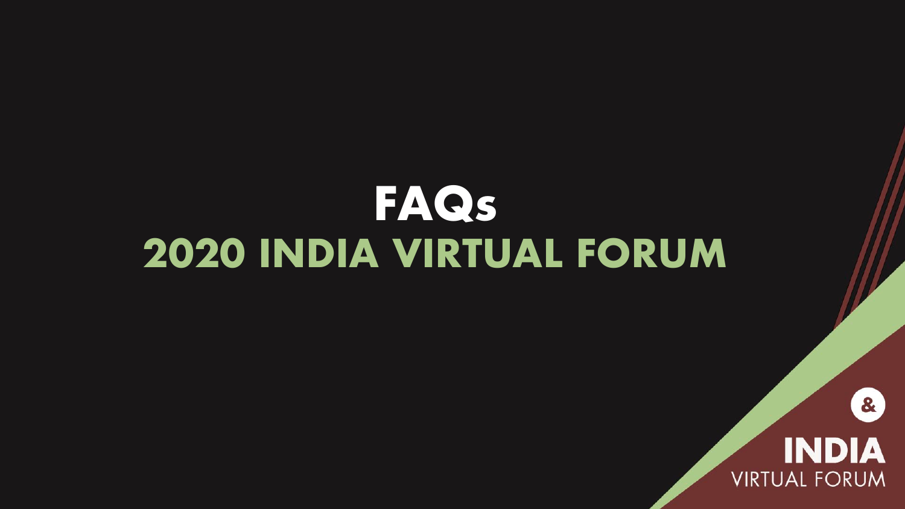# FAQs

## 2020 INDIA VIRTUAL FORUM

&

INDIA

VIRTUAL FORUM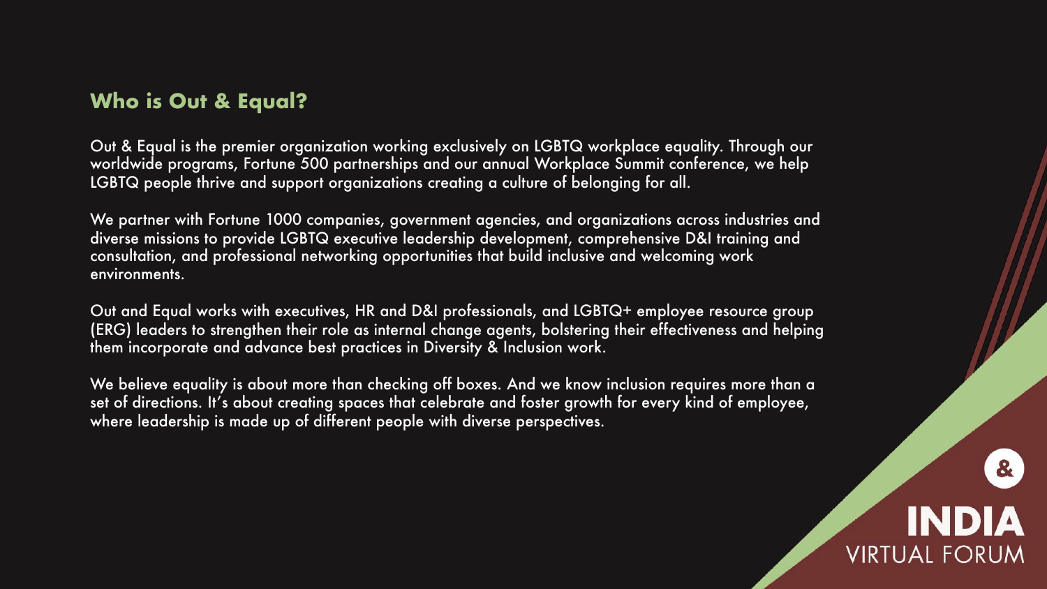## Who is Out & Equal?

Out & Equal is the premier organization working exclusively on LGBTQ workplace equality. Through our worldwide programs, Fortune 500 partnerships and our annual Workplace Summit conference, we help LGBTQ people thrive and support organizations creating a culture of belonging for all.

We partner with Fortune 1000 companies, government agencies, and organizations across industries and diverse missions to provide LGBTQ executive leadership development, comprehensive D&I training and consultation, and professional networking opportunities that build inclusive and welcoming work environments.

Out and Equal works with executives, HR and D&I professionals, and LGBTQ+ employee resource group (ERG) leaders to strengthen their role as internal change agents, bolstering their effectiveness and helping them incorporate and advance best practices in Diversity & Inclusion work.

We believe equality is about more than checking off boxes. And we know inclusion requires more than a set of directions. It's about creating spaces that celebrate and foster growth for every kind of employee, where leadership is made up of different people with diverse perspectives.

&

INDIA
VIRTUAL FORUM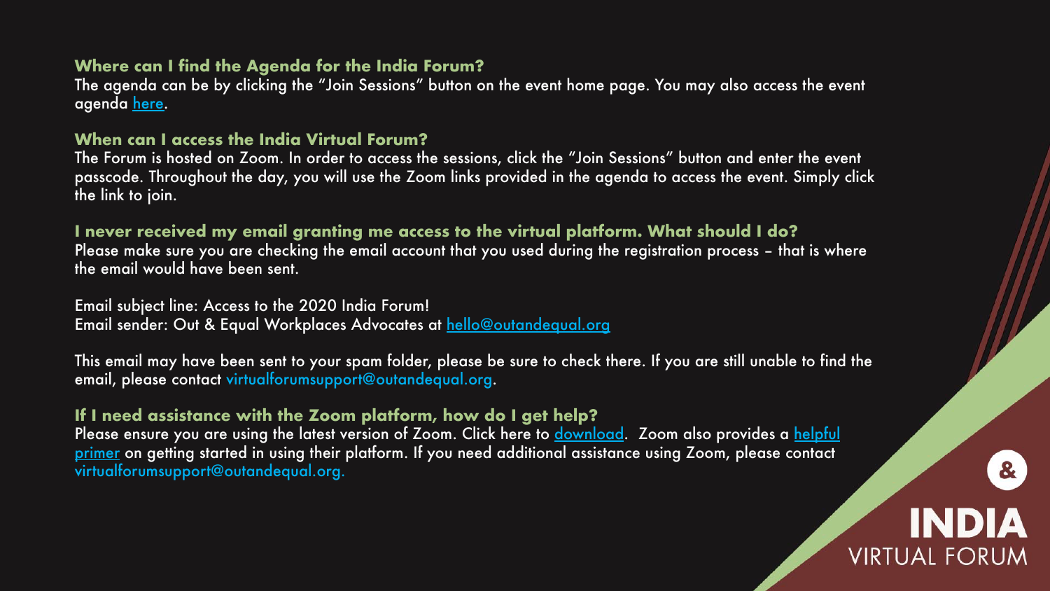**Where can I find the Agenda for the India Forum?**

The agenda can be by clicking the "Join Sessions" button on the event home page. You may also access the event agenda here.

**When can I access the India Virtual Forum?**

The Forum is hosted on Zoom. In order to access the sessions, click the "Join Sessions" button and enter the event passcode. Throughout the day, you will use the Zoom links provided in the agenda to access the event. Simply click the link to join.

**I never received my email granting me access to the virtual platform. What should I do?**

Please make sure you are checking the email account that you used during the registration process – that is where the email would have been sent.

Email subject line: Access to the 2020 India Forum!
Email sender: Out & Equal Workplaces Advocates at hello@outandequal.org

This email may have been sent to your spam folder, please be sure to check there. If you are still unable to find the email, please contact virtualforumsupport@outandequal.org.

**If I need assistance with the Zoom platform, how do I get help?**

Please ensure you are using the latest version of Zoom. Click here to download. Zoom also provides a helpful primer on getting started in using their platform. If you need additional assistance using Zoom, please contact virtualforumsupport@outandequal.org.

&
INDIA
VIRTUAL FORUM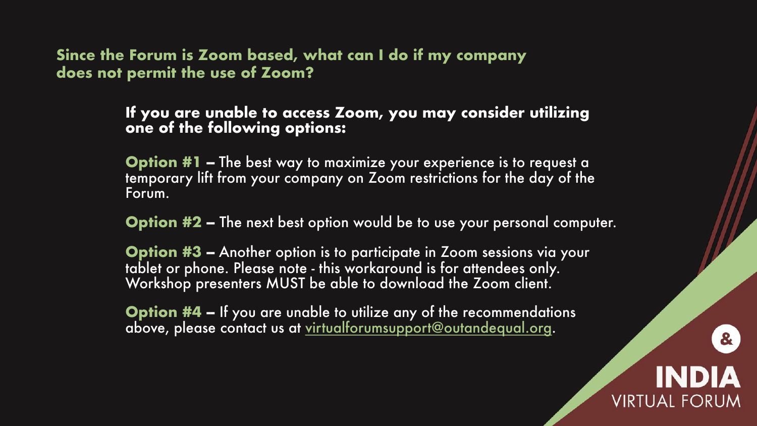## Since the Forum is Zoom based, what can I do if my company does not permit the use of Zoom?

**If you are unable to access Zoom, you may consider utilizing one of the following options:**

**Option #1** – The best way to maximize your experience is to request a temporary lift from your company on Zoom restrictions for the day of the Forum.

**Option #2** – The next best option would be to use your personal computer.

**Option #3** – Another option is to participate in Zoom sessions via your tablet or phone. Please note - this workaround is for attendees only. Workshop presenters MUST be able to download the Zoom client.

**Option #4** – If you are unable to utilize any of the recommendations above, please contact us at virtualforumsupport@outandequal.org.

& INDIA VIRTUAL FORUM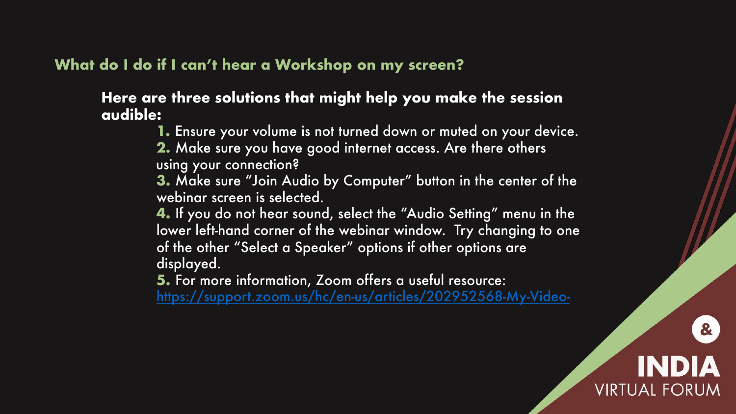## What do I do if I can't hear a Workshop on my screen?

**Here are three solutions that might help you make the session audible:**

1. Ensure your volume is not turned down or muted on your device.
2. Make sure you have good internet access. Are there others using your connection?
3. Make sure "Join Audio by Computer" button in the center of the webinar screen is selected.
4. If you do not hear sound, select the "Audio Setting" menu in the lower left-hand corner of the webinar window. Try changing to one of the other "Select a Speaker" options if other options are displayed.
5. For more information, Zoom offers a useful resource: https://support.zoom.us/hc/en-us/articles/202952568-My-Video-

&
INDIA
VIRTUAL FORUM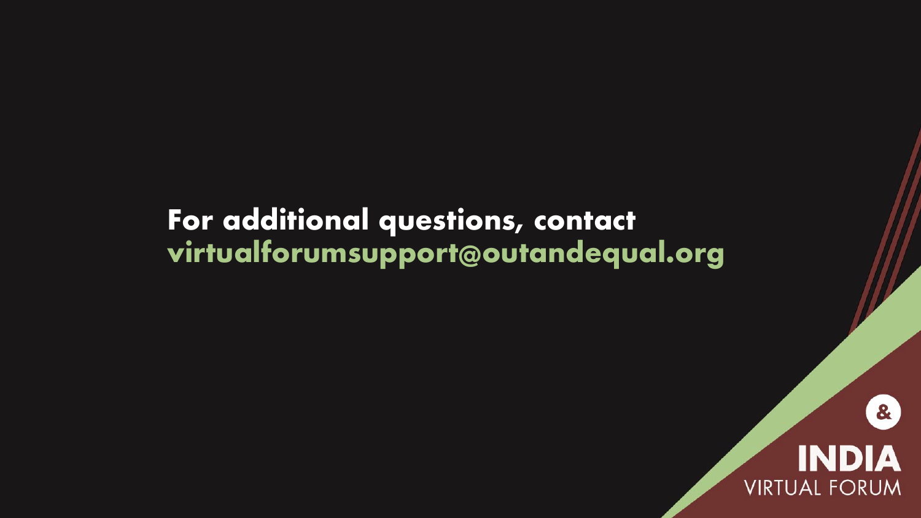**For additional questions, contact**
**virtualforumsupport@outandequal.org**

&

INDIA
VIRTUAL FORUM